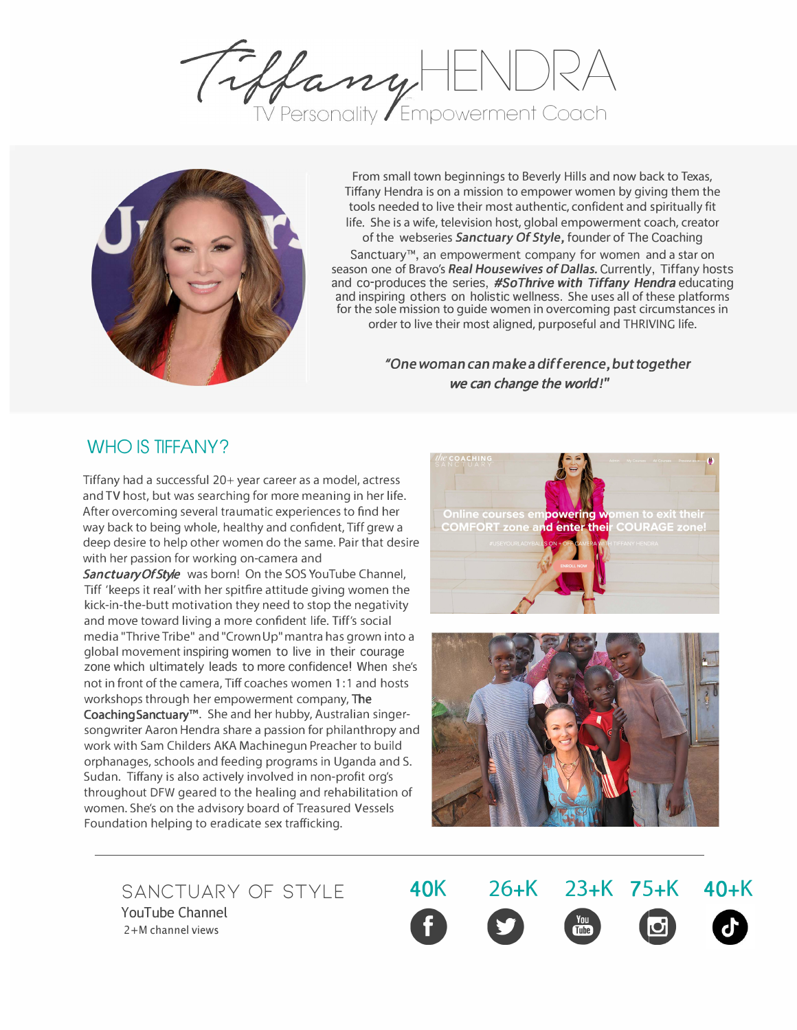# Tiffany HENDRA

TV Personality / Empowerment Coach

From small town beginnings to Beverly Hills and now back to Texas, Tiffany Hendra is on a mission to empower women by giving them the tools needed to live their most authentic, confident and spiritually fit life. She is a wife, television host, global empowerment coach, creator of the webseries ***Sanctuary Of Style***, founder of The Coaching Sanctuary™, an empowerment company for women and a star on season one of Bravo's ***Real Housewives of Dallas.*** Currently, Tiffany hosts and co-produces the series, ***#SoThrive with Tiffany Hendra*** educating and inspiring others on holistic wellness. She uses all of these platforms for the sole mission to guide women in overcoming past circumstances in order to live their most aligned, purposeful and THRIVING life.

*"One woman can make a difference, but together we can change the world!"*

## WHO IS TIFFANY?

Tiffany had a successful 20+ year career as a model, actress and TV host, but was searching for more meaning in her life. After overcoming several traumatic experiences to find her way back to being whole, healthy and confident, Tiff grew a deep desire to help other women do the same. Pair that desire with her passion for working on-camera and *SanctuaryOfStyle* was born! On the SOS YouTube Channel, Tiff 'keeps it real' with her spitfire attitude giving women the kick-in-the-butt motivation they need to stop the negativity and move toward living a more confident life. Tiff's social media "Thrive Tribe" and "Crown Up" mantra has grown into a global movement inspiring women to live in their courage zone which ultimately leads to more confidence! When she's not in front of the camera, Tiff coaches women 1:1 and hosts workshops through her empowerment company, **The CoachingSanctuary™**. She and her hubby, Australian singer-songwriter Aaron Hendra share a passion for philanthropy and work with Sam Childers AKA Machinegun Preacher to build orphanages, schools and feeding programs in Uganda and S. Sudan. Tiffany is also actively involved in non-profit org's throughout DFW geared to the healing and rehabilitation of women. She's on the advisory board of Treasured Vessels Foundation helping to eradicate sex trafficking.

---

**SANCTUARY OF STYLE**
YouTube Channel
2+M channel views

| Facebook | Twitter | YouTube | Instagram | TikTok |
|---|---|---|---|---|
| 40K | 26+K | 23+K | 75+K | 40+K |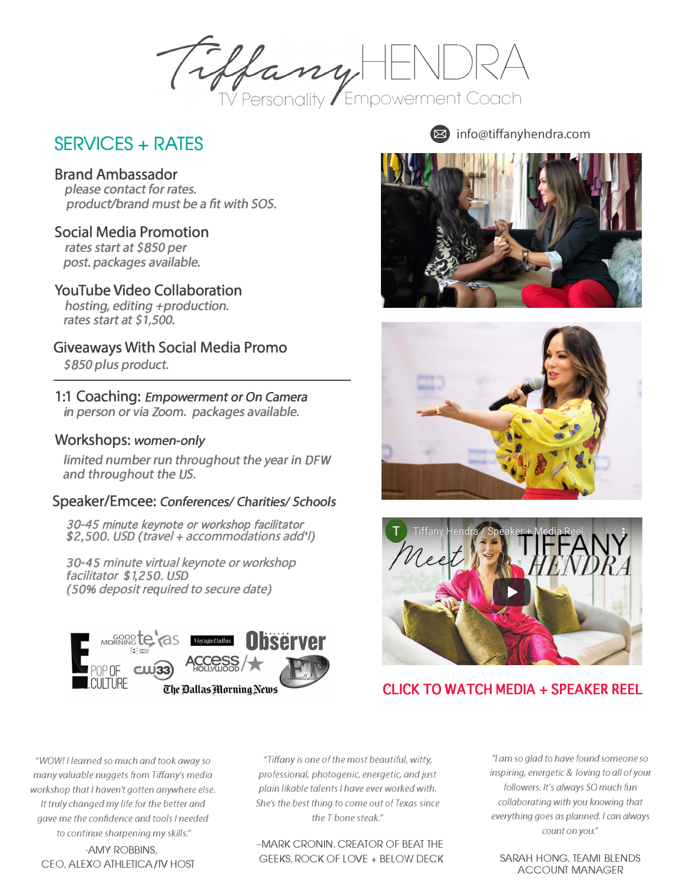# Tiffany HENDRA

TV Personality / Empowerment Coach

info@tiffanyhendra.com

## SERVICES + RATES

### Brand Ambassador

*please contact for rates.*
*product/brand must be a fit with SOS.*

### Social Media Promotion

*rates start at $850 per post. packages available.*

### YouTube Video Collaboration

*hosting, editing +production.*
*rates start at $1,500.*

### Giveaways With Social Media Promo

*$850 plus product.*

---

### 1:1 Coaching: *Empowerment or On Camera*

*in person or via Zoom. packages available.*

### Workshops: *women-only*

*limited number run throughout the year in DFW and throughout the US.*

### Speaker/Emcee: *Conferences/ Charities/ Schools*

*30-45 minute keynote or workshop facilitator*
*$2,500. USD (travel + accommodations add'l)*

*30-45 minute virtual keynote or workshop facilitator $1,250. USD*
*(50% deposit required to secure date)*

CLICK TO WATCH MEDIA + SPEAKER REEL

*"WOW! I learned so much and took away so many valuable nuggets from Tiffany's media workshop that I haven't gotten anywhere else. It truly changed my life for the better and gave me the confidence and tools I needed to continue sharpening my skills."*

-AMY ROBBINS,
CEO, ALEXO ATHLETICA /TV HOST

*"Tiffany is one of the most beautiful, witty, professional, photogenic, energetic, and just plain likable talents I have ever worked with. She's the best thing to come out of Texas since the T-bone steak."*

-MARK CRONIN. CREATOR OF BEAT THE GEEKS, ROCK OF LOVE + BELOW DECK

*"I am so glad to have found someone so inspiring, energetic & loving to all of your followers. It's always SO much fun collaborating with you knowing that everything goes as planned. I can always count on you."*

SARAH HONG, TEAMI BLENDS
ACCOUNT MANAGER